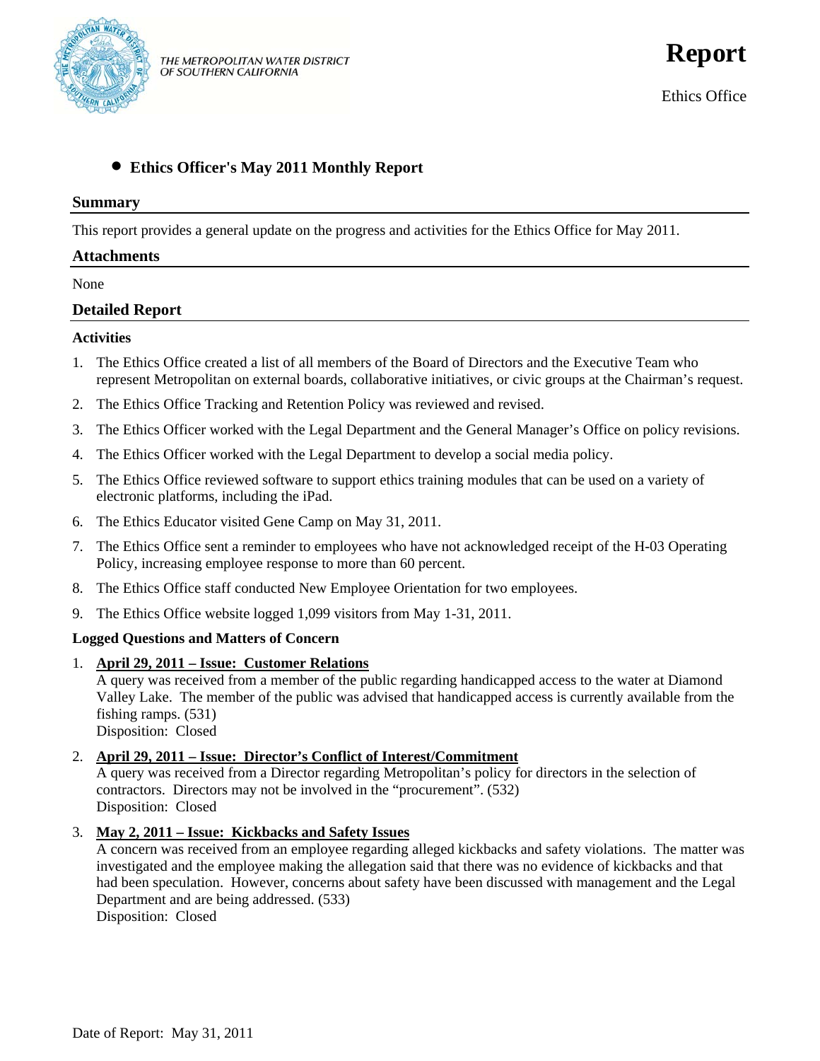THE METROPOLITAN WATER DISTRICT OF SOUTHERN CALIFORNIA

# Report

Ethics Office

- **Ethics Officer's May 2011 Monthly Report**

## Summary

This report provides a general update on the progress and activities for the Ethics Office for May 2011.

## Attachments

None

## Detailed Report

### Activities

1. The Ethics Office created a list of all members of the Board of Directors and the Executive Team who represent Metropolitan on external boards, collaborative initiatives, or civic groups at the Chairman's request.
2. The Ethics Office Tracking and Retention Policy was reviewed and revised.
3. The Ethics Officer worked with the Legal Department and the General Manager's Office on policy revisions.
4. The Ethics Officer worked with the Legal Department to develop a social media policy.
5. The Ethics Office reviewed software to support ethics training modules that can be used on a variety of electronic platforms, including the iPad.
6. The Ethics Educator visited Gene Camp on May 31, 2011.
7. The Ethics Office sent a reminder to employees who have not acknowledged receipt of the H-03 Operating Policy, increasing employee response to more than 60 percent.
8. The Ethics Office staff conducted New Employee Orientation for two employees.
9. The Ethics Office website logged 1,099 visitors from May 1-31, 2011.

### Logged Questions and Matters of Concern

1. **April 29, 2011 – Issue: Customer Relations**
   A query was received from a member of the public regarding handicapped access to the water at Diamond Valley Lake. The member of the public was advised that handicapped access is currently available from the fishing ramps. (531)
   Disposition: Closed
2. **April 29, 2011 – Issue: Director's Conflict of Interest/Commitment**
   A query was received from a Director regarding Metropolitan's policy for directors in the selection of contractors. Directors may not be involved in the "procurement". (532)
   Disposition: Closed
3. **May 2, 2011 – Issue: Kickbacks and Safety Issues**
   A concern was received from an employee regarding alleged kickbacks and safety violations. The matter was investigated and the employee making the allegation said that there was no evidence of kickbacks and that had been speculation. However, concerns about safety have been discussed with management and the Legal Department and are being addressed. (533)
   Disposition: Closed

Date of Report: May 31, 2011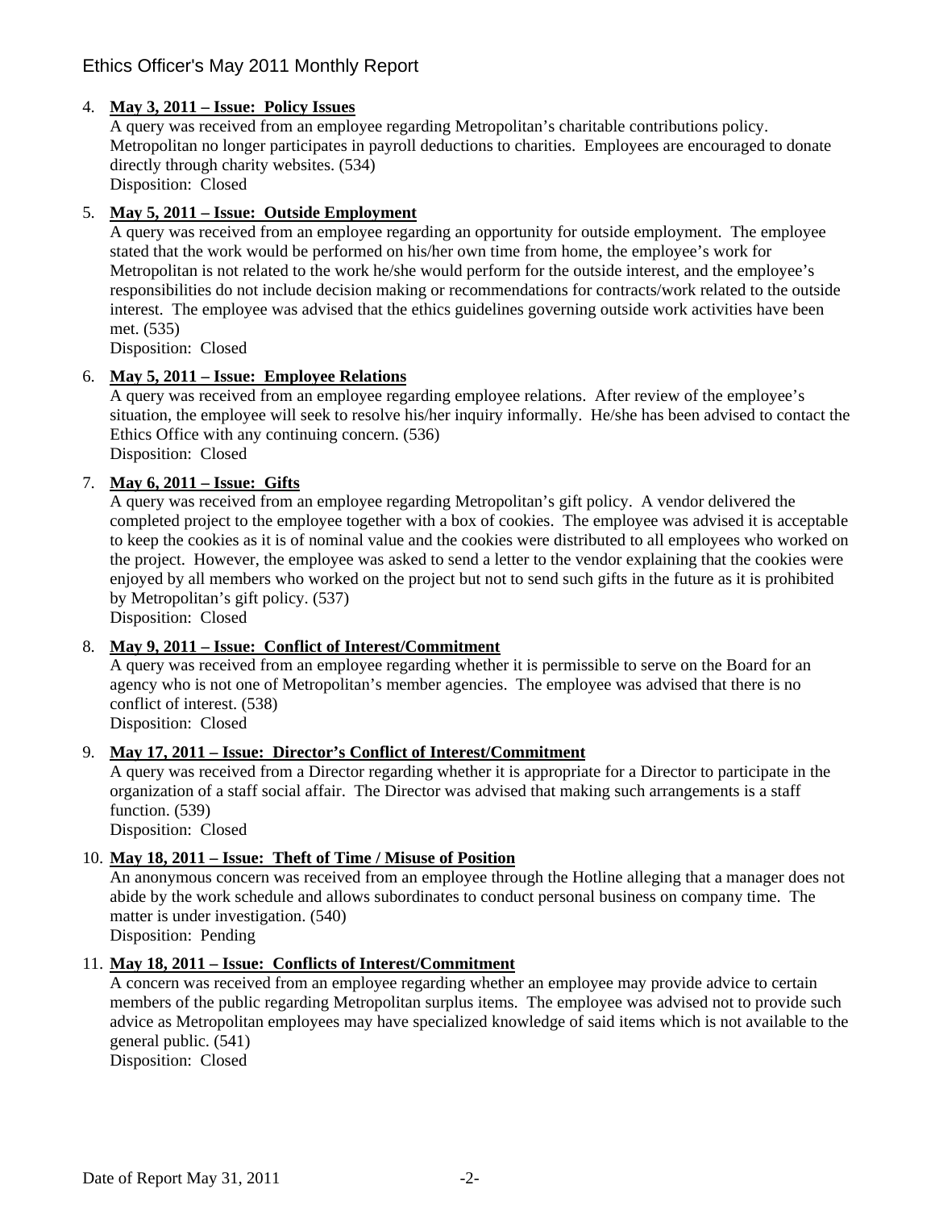4. **May 3, 2011 – Issue: Policy Issues**
   A query was received from an employee regarding Metropolitan's charitable contributions policy. Metropolitan no longer participates in payroll deductions to charities. Employees are encouraged to donate directly through charity websites. (534)
   Disposition: Closed

5. **May 5, 2011 – Issue: Outside Employment**
   A query was received from an employee regarding an opportunity for outside employment. The employee stated that the work would be performed on his/her own time from home, the employee's work for Metropolitan is not related to the work he/she would perform for the outside interest, and the employee's responsibilities do not include decision making or recommendations for contracts/work related to the outside interest. The employee was advised that the ethics guidelines governing outside work activities have been met. (535)
   Disposition: Closed

6. **May 5, 2011 – Issue: Employee Relations**
   A query was received from an employee regarding employee relations. After review of the employee's situation, the employee will seek to resolve his/her inquiry informally. He/she has been advised to contact the Ethics Office with any continuing concern. (536)
   Disposition: Closed

7. **May 6, 2011 – Issue: Gifts**
   A query was received from an employee regarding Metropolitan's gift policy. A vendor delivered the completed project to the employee together with a box of cookies. The employee was advised it is acceptable to keep the cookies as it is of nominal value and the cookies were distributed to all employees who worked on the project. However, the employee was asked to send a letter to the vendor explaining that the cookies were enjoyed by all members who worked on the project but not to send such gifts in the future as it is prohibited by Metropolitan's gift policy. (537)
   Disposition: Closed

8. **May 9, 2011 – Issue: Conflict of Interest/Commitment**
   A query was received from an employee regarding whether it is permissible to serve on the Board for an agency who is not one of Metropolitan's member agencies. The employee was advised that there is no conflict of interest. (538)
   Disposition: Closed

9. **May 17, 2011 – Issue: Director's Conflict of Interest/Commitment**
   A query was received from a Director regarding whether it is appropriate for a Director to participate in the organization of a staff social affair. The Director was advised that making such arrangements is a staff function. (539)
   Disposition: Closed

10. **May 18, 2011 – Issue: Theft of Time / Misuse of Position**
    An anonymous concern was received from an employee through the Hotline alleging that a manager does not abide by the work schedule and allows subordinates to conduct personal business on company time. The matter is under investigation. (540)
    Disposition: Pending

11. **May 18, 2011 – Issue: Conflicts of Interest/Commitment**
    A concern was received from an employee regarding whether an employee may provide advice to certain members of the public regarding Metropolitan surplus items. The employee was advised not to provide such advice as Metropolitan employees may have specialized knowledge of said items which is not available to the general public. (541)
    Disposition: Closed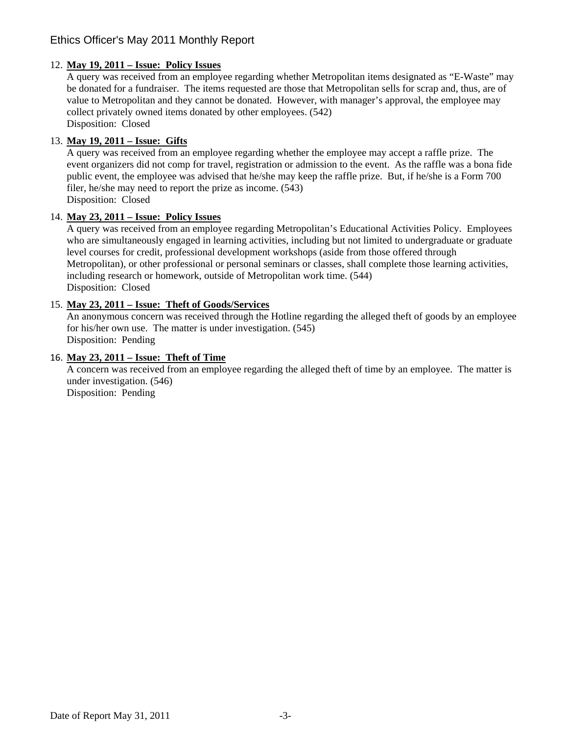12. **May 19, 2011 – Issue: Policy Issues**
    A query was received from an employee regarding whether Metropolitan items designated as "E-Waste" may be donated for a fundraiser. The items requested are those that Metropolitan sells for scrap and, thus, are of value to Metropolitan and they cannot be donated. However, with manager's approval, the employee may collect privately owned items donated by other employees. (542)
    Disposition: Closed

13. **May 19, 2011 – Issue: Gifts**
    A query was received from an employee regarding whether the employee may accept a raffle prize. The event organizers did not comp for travel, registration or admission to the event. As the raffle was a bona fide public event, the employee was advised that he/she may keep the raffle prize. But, if he/she is a Form 700 filer, he/she may need to report the prize as income. (543)
    Disposition: Closed

14. **May 23, 2011 – Issue: Policy Issues**
    A query was received from an employee regarding Metropolitan's Educational Activities Policy. Employees who are simultaneously engaged in learning activities, including but not limited to undergraduate or graduate level courses for credit, professional development workshops (aside from those offered through Metropolitan), or other professional or personal seminars or classes, shall complete those learning activities, including research or homework, outside of Metropolitan work time. (544)
    Disposition: Closed

15. **May 23, 2011 – Issue: Theft of Goods/Services**
    An anonymous concern was received through the Hotline regarding the alleged theft of goods by an employee for his/her own use. The matter is under investigation. (545)
    Disposition: Pending

16. **May 23, 2011 – Issue: Theft of Time**
    A concern was received from an employee regarding the alleged theft of time by an employee. The matter is under investigation. (546)
    Disposition: Pending